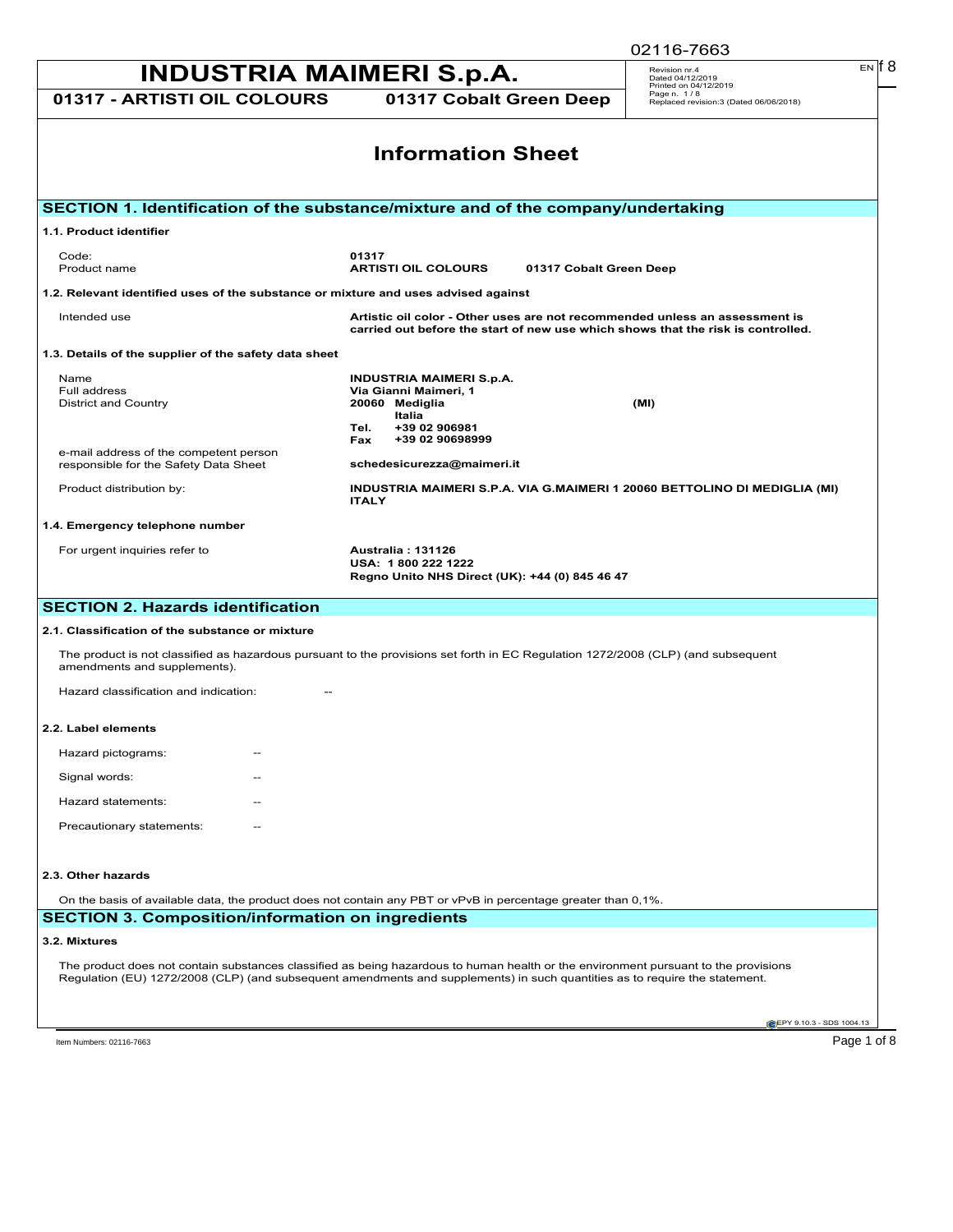# INDUSTRIA MAIMERI S.p.A.

**01317 - ARTISTI OIL COLOURS** **01317 Cobalt Green Deep**

Revision nr.4
Dated 04/12/2019
Printed on 04/12/2019
Page n. 1 / 8
Replaced revision:3 (Dated 06/06/2018)

# Information Sheet

## SECTION 1. Identification of the substance/mixture and of the company/undertaking

### 1.1. Product identifier

| | |
|---|---|
| Code: | **01317** |
| Product name | **ARTISTI OIL COLOURS 01317 Cobalt Green Deep** |

### 1.2. Relevant identified uses of the substance or mixture and uses advised against

| | |
|---|---|
| Intended use | **Artistic oil color - Other uses are not recommended unless an assessment is carried out before the start of new use which shows that the risk is controlled.** |

### 1.3. Details of the supplier of the safety data sheet

| | |
|---|---|
| Name | **INDUSTRIA MAIMERI S.p.A.** |
| Full address | **Via Gianni Maimeri, 1** |
| District and Country | **20060 Mediglia (MI)**<br>**Italia**<br>**Tel. +39 02 906981**<br>**Fax +39 02 90698999** |
| e-mail address of the competent person responsible for the Safety Data Sheet | **schedesicurezza@maimeri.it** |
| Product distribution by: | **INDUSTRIA MAIMERI S.P.A. VIA G.MAIMERI 1 20060 BETTOLINO DI MEDIGLIA (MI) ITALY** |

### 1.4. Emergency telephone number

| | |
|---|---|
| For urgent inquiries refer to | **Australia : 131126**<br>**USA: 1 800 222 1222**<br>**Regno Unito NHS Direct (UK): +44 (0) 845 46 47** |

## SECTION 2. Hazards identification

### 2.1. Classification of the substance or mixture

The product is not classified as hazardous pursuant to the provisions set forth in EC Regulation 1272/2008 (CLP) (and subsequent amendments and supplements).

Hazard classification and indication: --

### 2.2. Label elements

Hazard pictograms: --

Signal words: --

Hazard statements: --

Precautionary statements: --

### 2.3. Other hazards

On the basis of available data, the product does not contain any PBT or vPvB in percentage greater than 0,1%.

## SECTION 3. Composition/information on ingredients

### 3.2. Mixtures

The product does not contain substances classified as being hazardous to human health or the environment pursuant to the provisions Regulation (EU) 1272/2008 (CLP) (and subsequent amendments and supplements) in such quantities as to require the statement.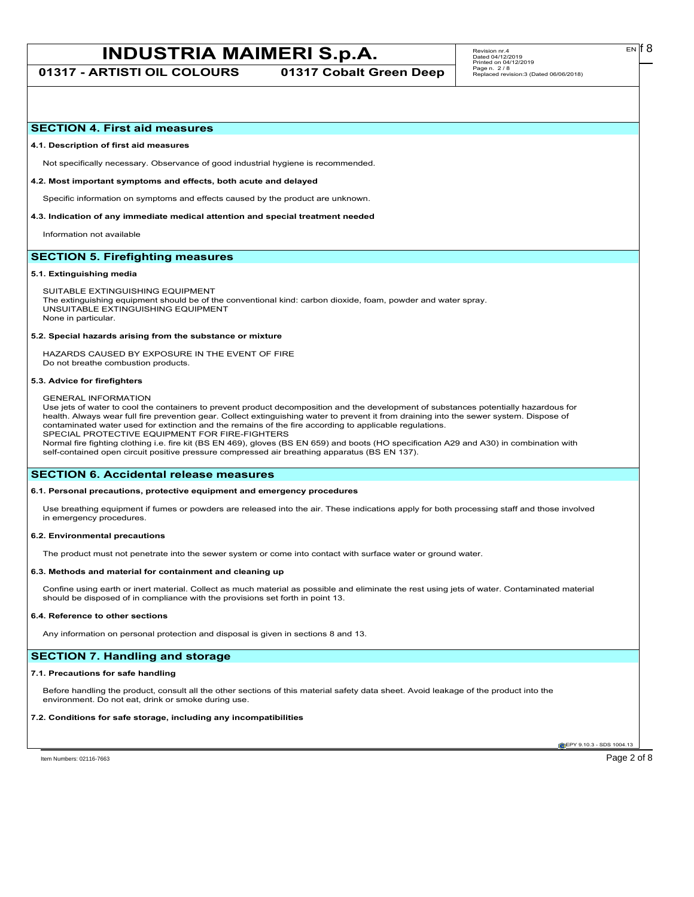## SECTION 4. First aid measures

**4.1. Description of first aid measures**

Not specifically necessary. Observance of good industrial hygiene is recommended.

**4.2. Most important symptoms and effects, both acute and delayed**

Specific information on symptoms and effects caused by the product are unknown.

**4.3. Indication of any immediate medical attention and special treatment needed**

Information not available

## SECTION 5. Firefighting measures

**5.1. Extinguishing media**

SUITABLE EXTINGUISHING EQUIPMENT
The extinguishing equipment should be of the conventional kind: carbon dioxide, foam, powder and water spray.
UNSUITABLE EXTINGUISHING EQUIPMENT
None in particular.

**5.2. Special hazards arising from the substance or mixture**

HAZARDS CAUSED BY EXPOSURE IN THE EVENT OF FIRE
Do not breathe combustion products.

**5.3. Advice for firefighters**

GENERAL INFORMATION
Use jets of water to cool the containers to prevent product decomposition and the development of substances potentially hazardous for health. Always wear full fire prevention gear. Collect extinguishing water to prevent it from draining into the sewer system. Dispose of contaminated water used for extinction and the remains of the fire according to applicable regulations.
SPECIAL PROTECTIVE EQUIPMENT FOR FIRE-FIGHTERS
Normal fire fighting clothing i.e. fire kit (BS EN 469), gloves (BS EN 659) and boots (HO specification A29 and A30) in combination with self-contained open circuit positive pressure compressed air breathing apparatus (BS EN 137).

## SECTION 6. Accidental release measures

**6.1. Personal precautions, protective equipment and emergency procedures**

Use breathing equipment if fumes or powders are released into the air. These indications apply for both processing staff and those involved in emergency procedures.

**6.2. Environmental precautions**

The product must not penetrate into the sewer system or come into contact with surface water or ground water.

**6.3. Methods and material for containment and cleaning up**

Confine using earth or inert material. Collect as much material as possible and eliminate the rest using jets of water. Contaminated material should be disposed of in compliance with the provisions set forth in point 13.

**6.4. Reference to other sections**

Any information on personal protection and disposal is given in sections 8 and 13.

## SECTION 7. Handling and storage

**7.1. Precautions for safe handling**

Before handling the product, consult all the other sections of this material safety data sheet. Avoid leakage of the product into the environment. Do not eat, drink or smoke during use.

**7.2. Conditions for safe storage, including any incompatibilities**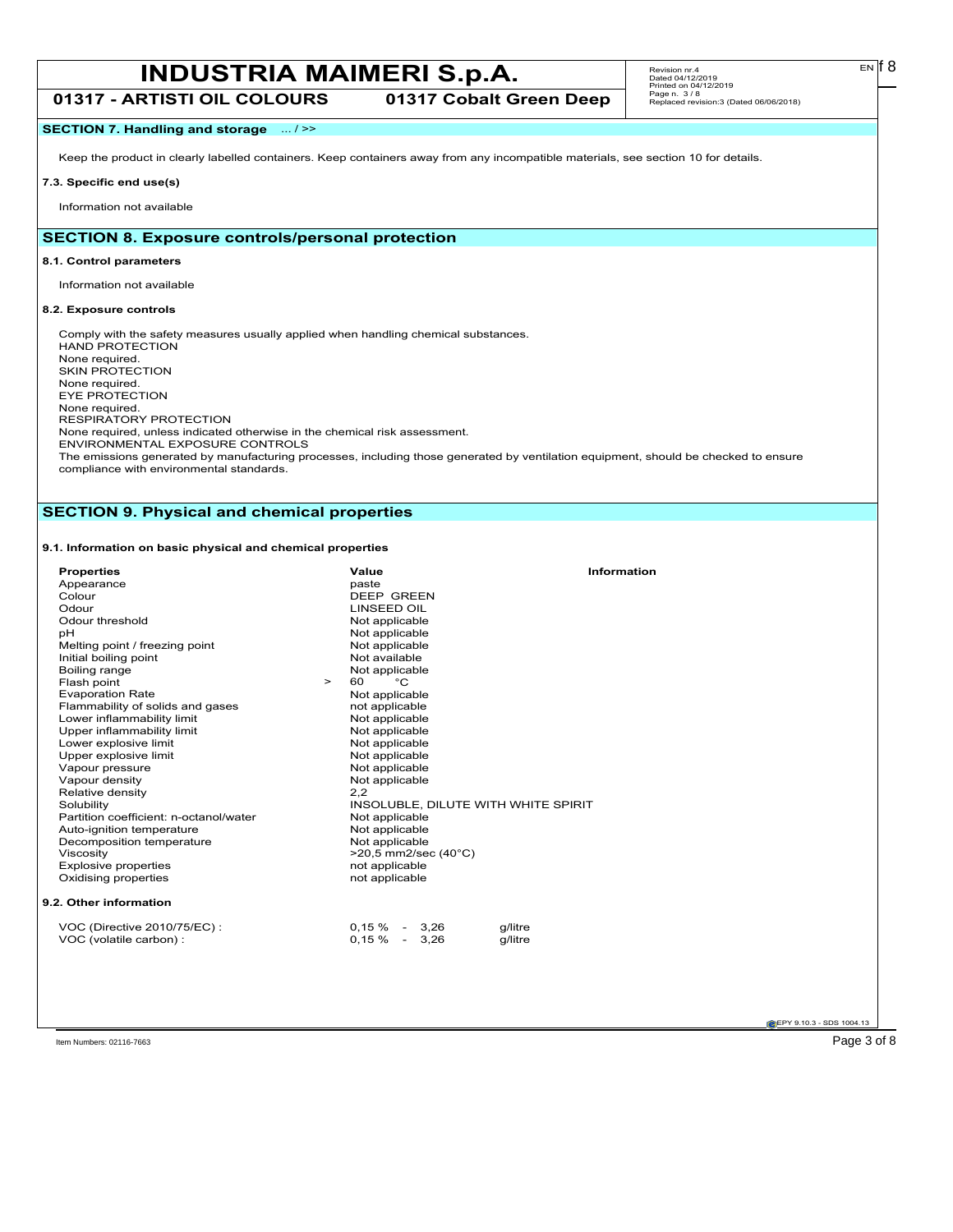## SECTION 7. Handling and storage ... / >>

Keep the product in clearly labelled containers. Keep containers away from any incompatible materials, see section 10 for details.

### 7.3. Specific end use(s)

Information not available

## SECTION 8. Exposure controls/personal protection

### 8.1. Control parameters

Information not available

### 8.2. Exposure controls

Comply with the safety measures usually applied when handling chemical substances.
HAND PROTECTION
None required.
SKIN PROTECTION
None required.
EYE PROTECTION
None required.
RESPIRATORY PROTECTION
None required, unless indicated otherwise in the chemical risk assessment.
ENVIRONMENTAL EXPOSURE CONTROLS
The emissions generated by manufacturing processes, including those generated by ventilation equipment, should be checked to ensure compliance with environmental standards.

## SECTION 9. Physical and chemical properties

### 9.1. Information on basic physical and chemical properties

| Properties | Value | Information |
|---|---|---|
| Appearance | paste | |
| Colour | DEEP GREEN | |
| Odour | LINSEED OIL | |
| Odour threshold | Not applicable | |
| pH | Not applicable | |
| Melting point / freezing point | Not applicable | |
| Initial boiling point | Not available | |
| Boiling range | Not applicable | |
| Flash point | > 60 °C | |
| Evaporation Rate | Not applicable | |
| Flammability of solids and gases | not applicable | |
| Lower inflammability limit | Not applicable | |
| Upper inflammability limit | Not applicable | |
| Lower explosive limit | Not applicable | |
| Upper explosive limit | Not applicable | |
| Vapour pressure | Not applicable | |
| Vapour density | Not applicable | |
| Relative density | 2,2 | |
| Solubility | INSOLUBLE, DILUTE WITH WHITE SPIRIT | |
| Partition coefficient: n-octanol/water | Not applicable | |
| Auto-ignition temperature | Not applicable | |
| Decomposition temperature | Not applicable | |
| Viscosity | >20,5 mm2/sec (40°C) | |
| Explosive properties | not applicable | |
| Oxidising properties | not applicable | |

### 9.2. Other information

| | | |
|---|---|---|
| VOC (Directive 2010/75/EC) : | 0,15 % - 3,26 | g/litre |
| VOC (volatile carbon) : | 0,15 % - 3,26 | g/litre |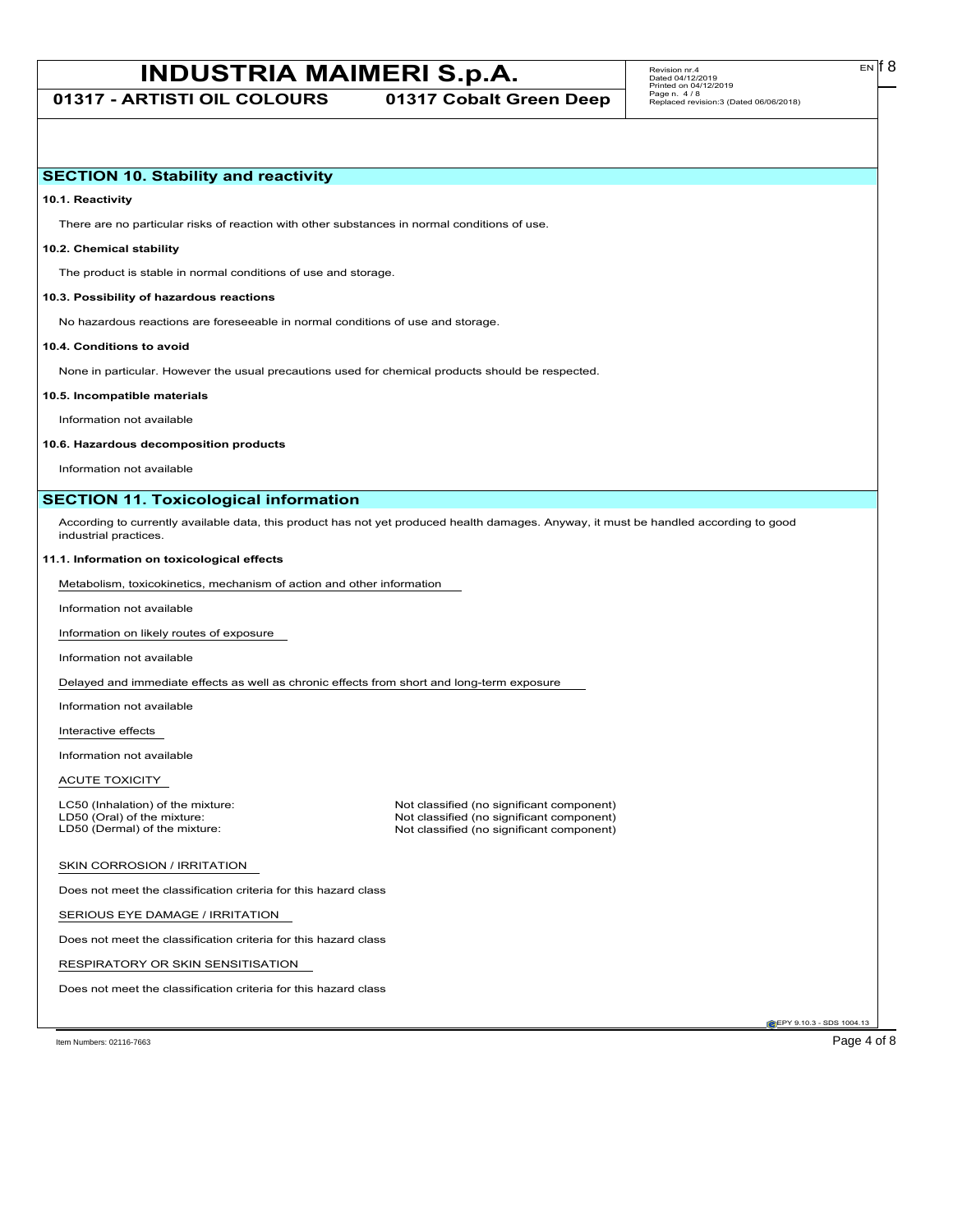## SECTION 10. Stability and reactivity

**10.1. Reactivity**

There are no particular risks of reaction with other substances in normal conditions of use.

**10.2. Chemical stability**

The product is stable in normal conditions of use and storage.

**10.3. Possibility of hazardous reactions**

No hazardous reactions are foreseeable in normal conditions of use and storage.

**10.4. Conditions to avoid**

None in particular. However the usual precautions used for chemical products should be respected.

**10.5. Incompatible materials**

Information not available

**10.6. Hazardous decomposition products**

Information not available

## SECTION 11. Toxicological information

According to currently available data, this product has not yet produced health damages. Anyway, it must be handled according to good industrial practices.

**11.1. Information on toxicological effects**

Metabolism, toxicokinetics, mechanism of action and other information

Information not available

Information on likely routes of exposure

Information not available

Delayed and immediate effects as well as chronic effects from short and long-term exposure

Information not available

Interactive effects

Information not available

ACUTE TOXICITY

| | |
|---|---|
| LC50 (Inhalation) of the mixture: | Not classified (no significant component) |
| LD50 (Oral) of the mixture: | Not classified (no significant component) |
| LD50 (Dermal) of the mixture: | Not classified (no significant component) |

SKIN CORROSION / IRRITATION

Does not meet the classification criteria for this hazard class

SERIOUS EYE DAMAGE / IRRITATION

Does not meet the classification criteria for this hazard class

RESPIRATORY OR SKIN SENSITISATION

Does not meet the classification criteria for this hazard class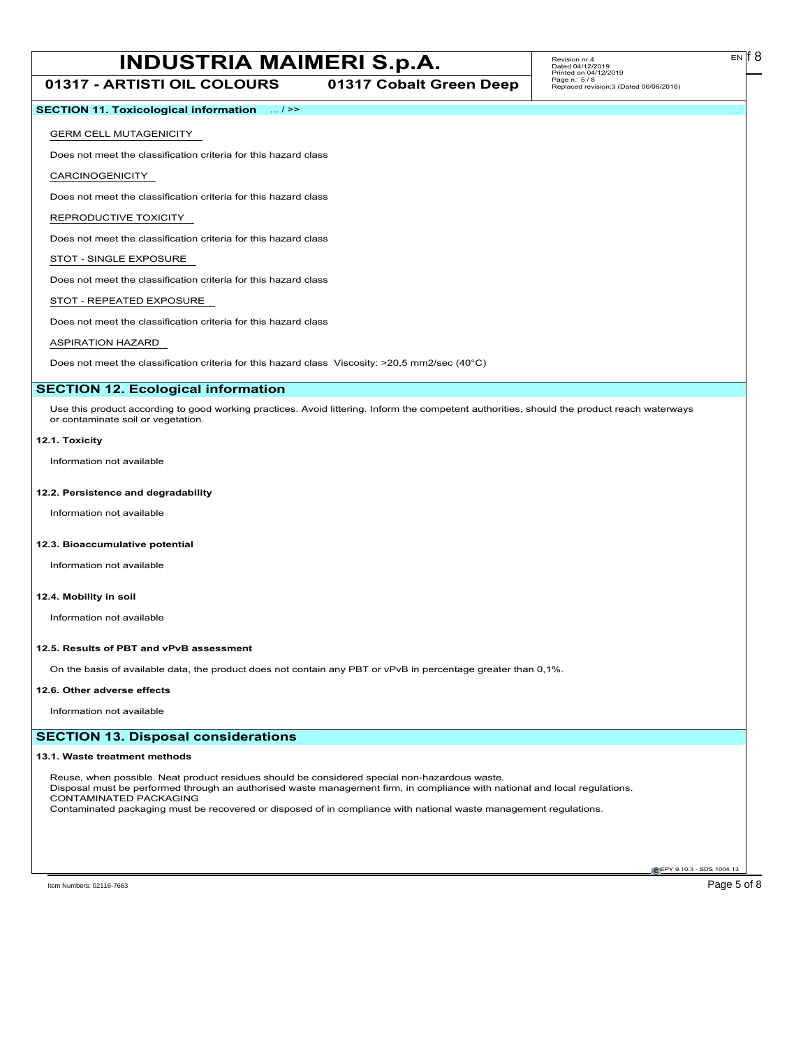## SECTION 11. Toxicological information ... / >>

GERM CELL MUTAGENICITY

Does not meet the classification criteria for this hazard class

CARCINOGENICITY

Does not meet the classification criteria for this hazard class

REPRODUCTIVE TOXICITY

Does not meet the classification criteria for this hazard class

STOT - SINGLE EXPOSURE

Does not meet the classification criteria for this hazard class

STOT - REPEATED EXPOSURE

Does not meet the classification criteria for this hazard class

ASPIRATION HAZARD

Does not meet the classification criteria for this hazard class Viscosity: >20,5 mm2/sec (40°C)

## SECTION 12. Ecological information

Use this product according to good working practices. Avoid littering. Inform the competent authorities, should the product reach waterways or contaminate soil or vegetation.

### 12.1. Toxicity

Information not available

### 12.2. Persistence and degradability

Information not available

### 12.3. Bioaccumulative potential

Information not available

### 12.4. Mobility in soil

Information not available

### 12.5. Results of PBT and vPvB assessment

On the basis of available data, the product does not contain any PBT or vPvB in percentage greater than 0,1%.

### 12.6. Other adverse effects

Information not available

## SECTION 13. Disposal considerations

### 13.1. Waste treatment methods

Reuse, when possible. Neat product residues should be considered special non-hazardous waste.
Disposal must be performed through an authorised waste management firm, in compliance with national and local regulations.
CONTAMINATED PACKAGING
Contaminated packaging must be recovered or disposed of in compliance with national waste management regulations.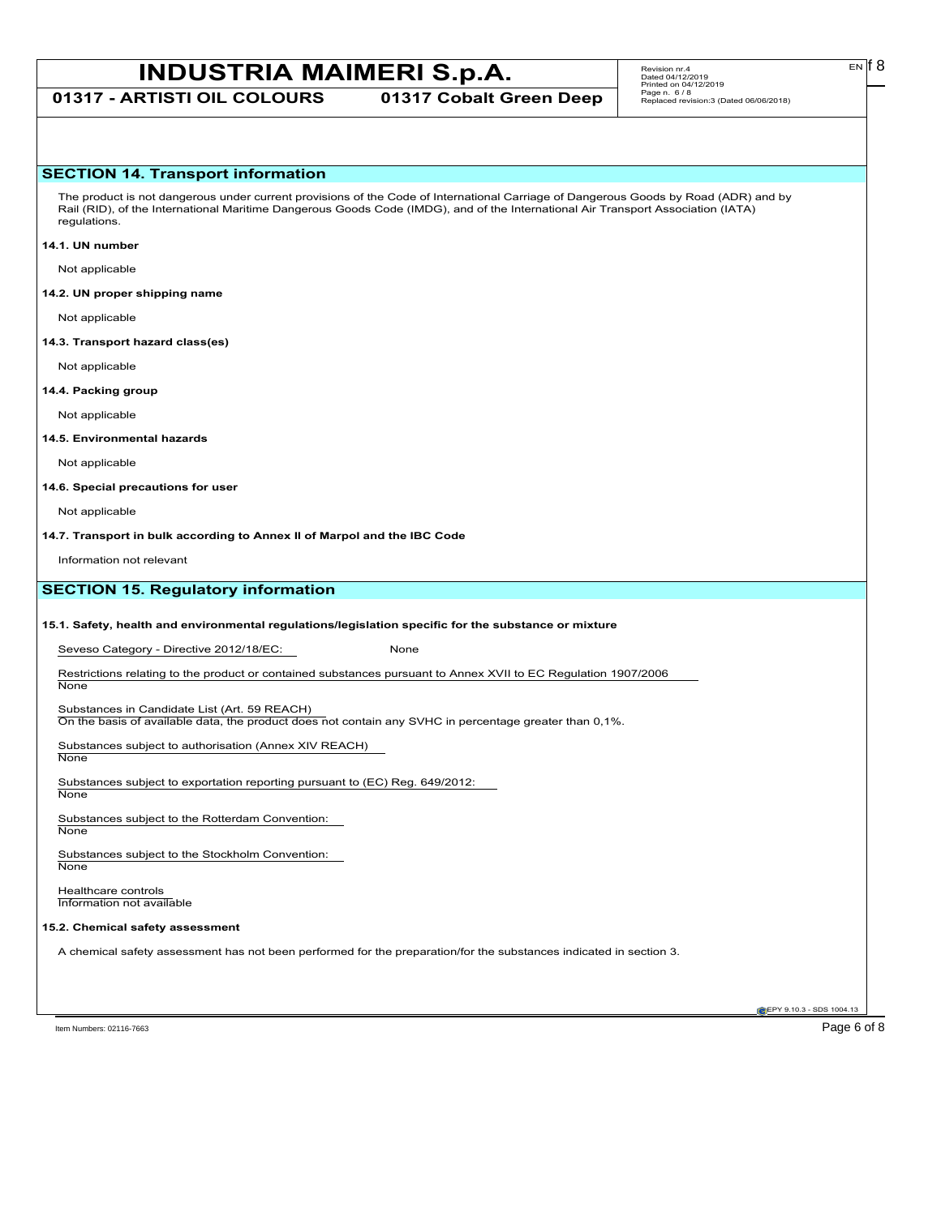## SECTION 14. Transport information

The product is not dangerous under current provisions of the Code of International Carriage of Dangerous Goods by Road (ADR) and by Rail (RID), of the International Maritime Dangerous Goods Code (IMDG), and of the International Air Transport Association (IATA) regulations.

**14.1. UN number**

Not applicable

**14.2. UN proper shipping name**

Not applicable

**14.3. Transport hazard class(es)**

Not applicable

**14.4. Packing group**

Not applicable

**14.5. Environmental hazards**

Not applicable

**14.6. Special precautions for user**

Not applicable

**14.7. Transport in bulk according to Annex II of Marpol and the IBC Code**

Information not relevant

## SECTION 15. Regulatory information

**15.1. Safety, health and environmental regulations/legislation specific for the substance or mixture**

Seveso Category - Directive 2012/18/EC: None

Restrictions relating to the product or contained substances pursuant to Annex XVII to EC Regulation 1907/2006
None

Substances in Candidate List (Art. 59 REACH)
On the basis of available data, the product does not contain any SVHC in percentage greater than 0,1%.

Substances subject to authorisation (Annex XIV REACH)
None

Substances subject to exportation reporting pursuant to (EC) Reg. 649/2012:
None

Substances subject to the Rotterdam Convention:
None

Substances subject to the Stockholm Convention:
None

Healthcare controls
Information not available

**15.2. Chemical safety assessment**

A chemical safety assessment has not been performed for the preparation/for the substances indicated in section 3.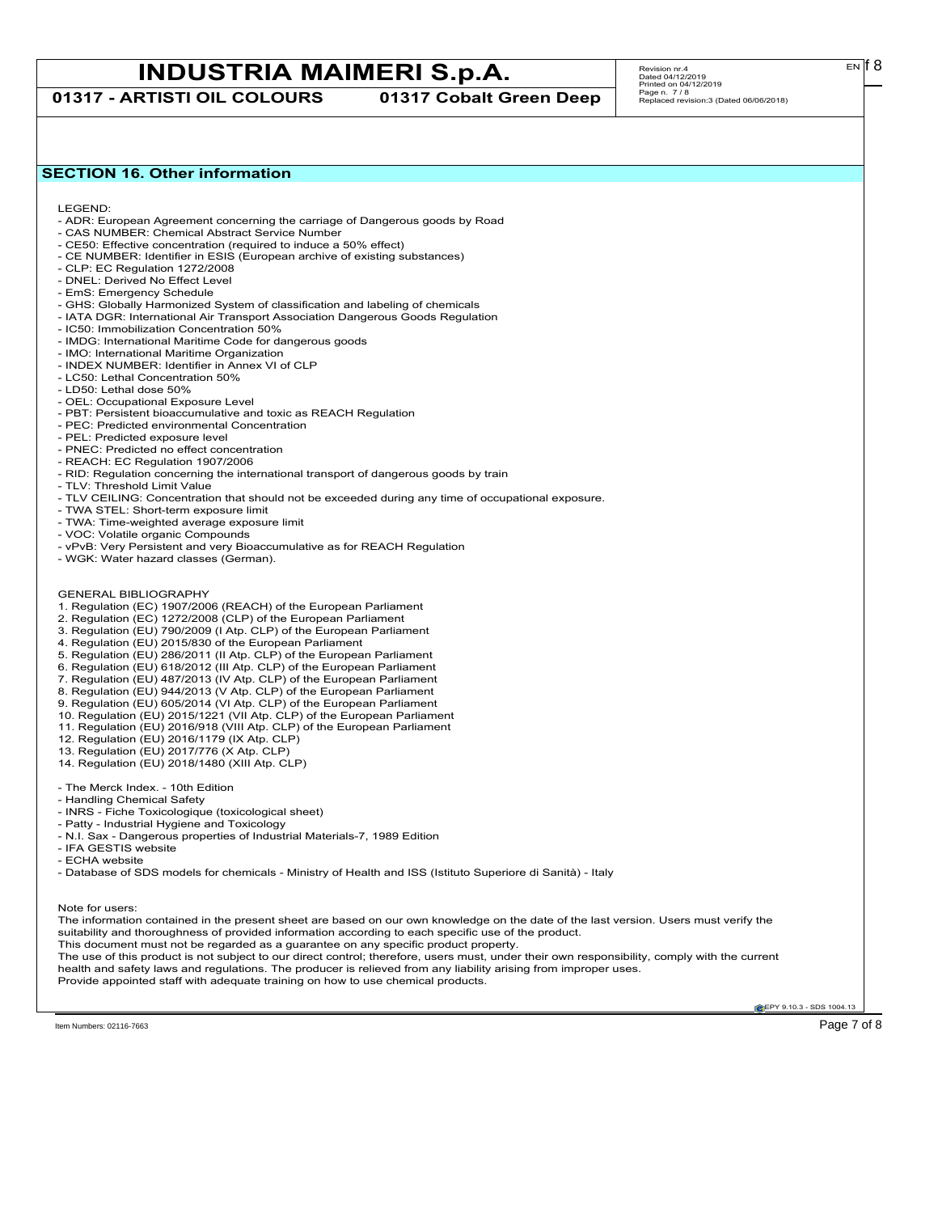## SECTION 16. Other information

LEGEND:

- ADR: European Agreement concerning the carriage of Dangerous goods by Road
- CAS NUMBER: Chemical Abstract Service Number
- CE50: Effective concentration (required to induce a 50% effect)
- CE NUMBER: Identifier in ESIS (European archive of existing substances)
- CLP: EC Regulation 1272/2008
- DNEL: Derived No Effect Level
- EmS: Emergency Schedule
- GHS: Globally Harmonized System of classification and labeling of chemicals
- IATA DGR: International Air Transport Association Dangerous Goods Regulation
- IC50: Immobilization Concentration 50%
- IMDG: International Maritime Code for dangerous goods
- IMO: International Maritime Organization
- INDEX NUMBER: Identifier in Annex VI of CLP
- LC50: Lethal Concentration 50%
- LD50: Lethal dose 50%
- OEL: Occupational Exposure Level
- PBT: Persistent bioaccumulative and toxic as REACH Regulation
- PEC: Predicted environmental Concentration
- PEL: Predicted exposure level
- PNEC: Predicted no effect concentration
- REACH: EC Regulation 1907/2006
- RID: Regulation concerning the international transport of dangerous goods by train
- TLV: Threshold Limit Value
- TLV CEILING: Concentration that should not be exceeded during any time of occupational exposure.
- TWA STEL: Short-term exposure limit
- TWA: Time-weighted average exposure limit
- VOC: Volatile organic Compounds
- vPvB: Very Persistent and very Bioaccumulative as for REACH Regulation
- WGK: Water hazard classes (German).

GENERAL BIBLIOGRAPHY

1. Regulation (EC) 1907/2006 (REACH) of the European Parliament
2. Regulation (EC) 1272/2008 (CLP) of the European Parliament
3. Regulation (EU) 790/2009 (I Atp. CLP) of the European Parliament
4. Regulation (EU) 2015/830 of the European Parliament
5. Regulation (EU) 286/2011 (II Atp. CLP) of the European Parliament
6. Regulation (EU) 618/2012 (III Atp. CLP) of the European Parliament
7. Regulation (EU) 487/2013 (IV Atp. CLP) of the European Parliament
8. Regulation (EU) 944/2013 (V Atp. CLP) of the European Parliament
9. Regulation (EU) 605/2014 (VI Atp. CLP) of the European Parliament
10. Regulation (EU) 2015/1221 (VII Atp. CLP) of the European Parliament
11. Regulation (EU) 2016/918 (VIII Atp. CLP) of the European Parliament
12. Regulation (EU) 2016/1179 (IX Atp. CLP)
13. Regulation (EU) 2017/776 (X Atp. CLP)
14. Regulation (EU) 2018/1480 (XIII Atp. CLP)

- The Merck Index. - 10th Edition
- Handling Chemical Safety
- INRS - Fiche Toxicologique (toxicological sheet)
- Patty - Industrial Hygiene and Toxicology
- N.I. Sax - Dangerous properties of Industrial Materials-7, 1989 Edition
- IFA GESTIS website
- ECHA website
- Database of SDS models for chemicals - Ministry of Health and ISS (Istituto Superiore di Sanità) - Italy

Note for users:

The information contained in the present sheet are based on our own knowledge on the date of the last version. Users must verify the suitability and thoroughness of provided information according to each specific use of the product.

This document must not be regarded as a guarantee on any specific product property.

The use of this product is not subject to our direct control; therefore, users must, under their own responsibility, comply with the current health and safety laws and regulations. The producer is relieved from any liability arising from improper uses.

Provide appointed staff with adequate training on how to use chemical products.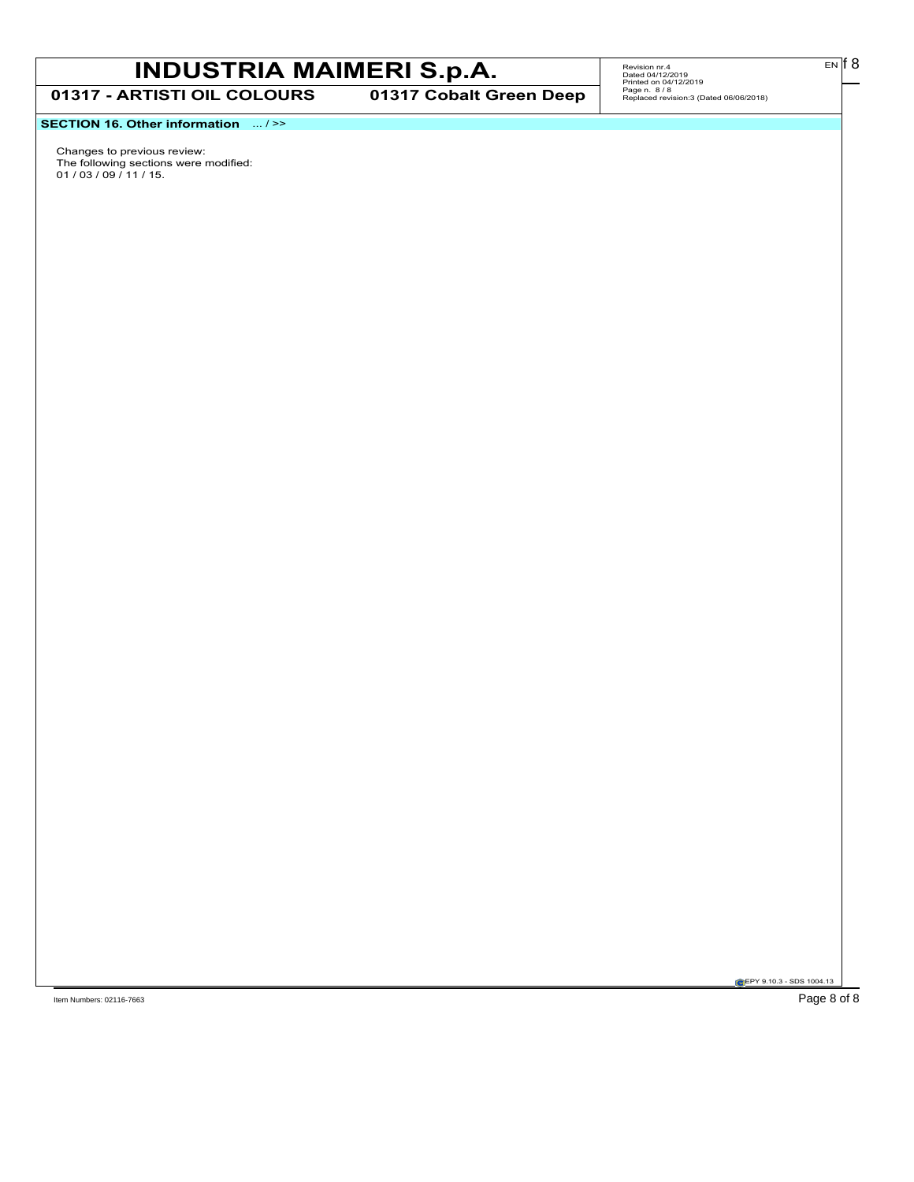## SECTION 16. Other information ... / >>

Changes to previous review:
The following sections were modified:
01 / 03 / 09 / 11 / 15.